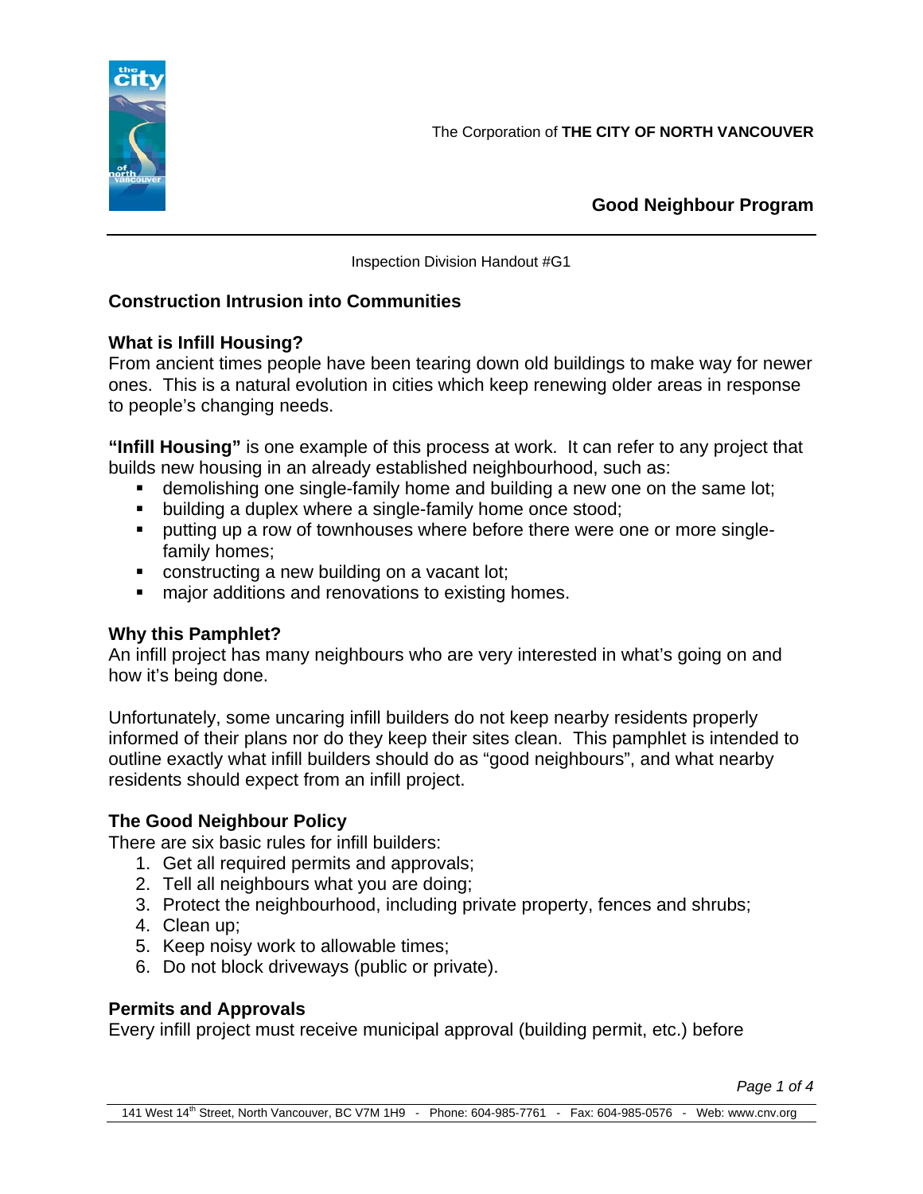The Corporation of **THE CITY OF NORTH VANCOUVER**

**Good Neighbour Program**

---

Inspection Division Handout #G1

## Construction Intrusion into Communities

### What is Infill Housing?

From ancient times people have been tearing down old buildings to make way for newer ones. This is a natural evolution in cities which keep renewing older areas in response to people's changing needs.

**"Infill Housing"** is one example of this process at work. It can refer to any project that builds new housing in an already established neighbourhood, such as:

- demolishing one single-family home and building a new one on the same lot;
- building a duplex where a single-family home once stood;
- putting up a row of townhouses where before there were one or more single-family homes;
- constructing a new building on a vacant lot;
- major additions and renovations to existing homes.

### Why this Pamphlet?

An infill project has many neighbours who are very interested in what's going on and how it's being done.

Unfortunately, some uncaring infill builders do not keep nearby residents properly informed of their plans nor do they keep their sites clean. This pamphlet is intended to outline exactly what infill builders should do as "good neighbours", and what nearby residents should expect from an infill project.

### The Good Neighbour Policy

There are six basic rules for infill builders:

1. Get all required permits and approvals;
2. Tell all neighbours what you are doing;
3. Protect the neighbourhood, including private property, fences and shrubs;
4. Clean up;
5. Keep noisy work to allowable times;
6. Do not block driveways (public or private).

### Permits and Approvals

Every infill project must receive municipal approval (building permit, etc.) before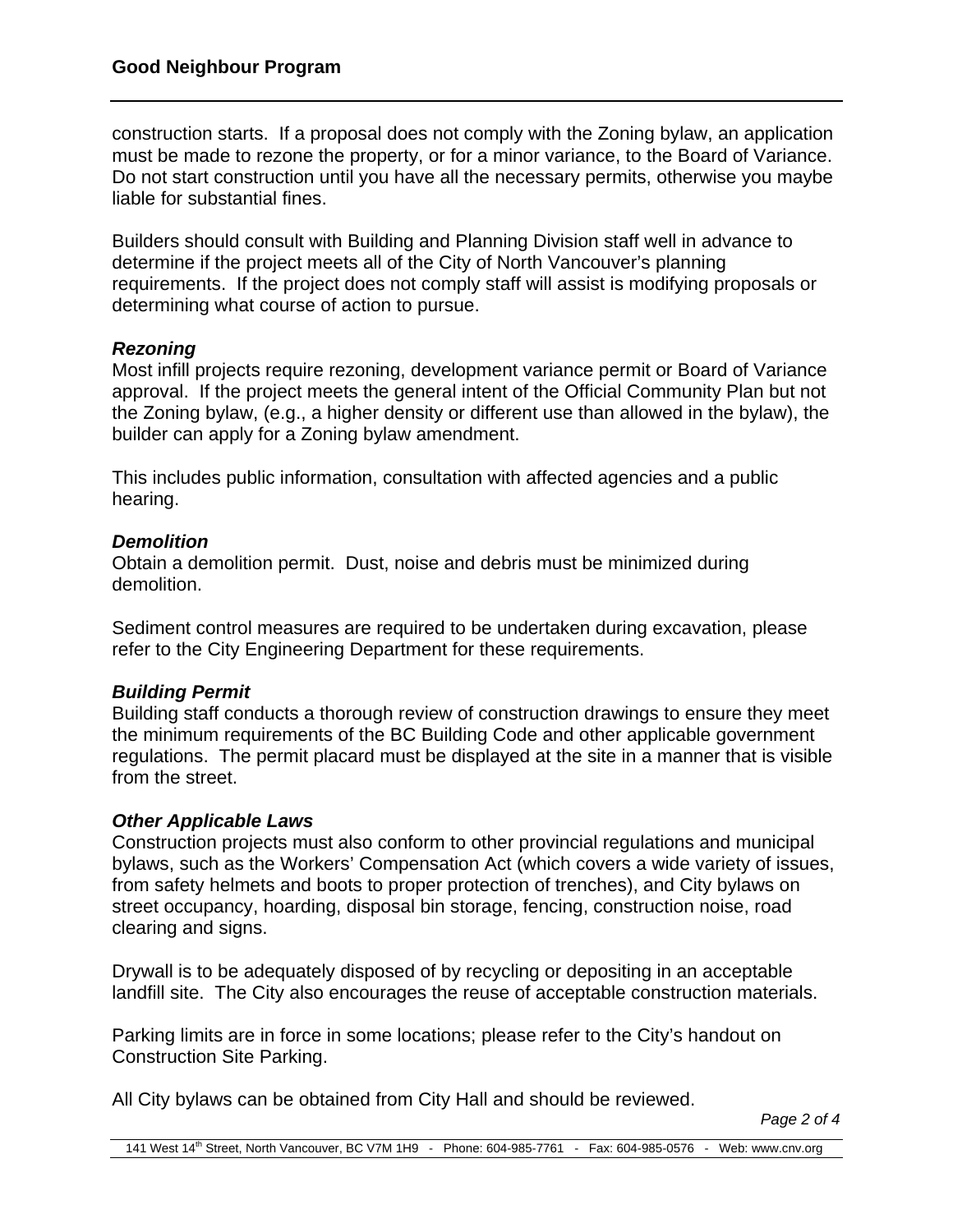construction starts. If a proposal does not comply with the Zoning bylaw, an application must be made to rezone the property, or for a minor variance, to the Board of Variance. Do not start construction until you have all the necessary permits, otherwise you maybe liable for substantial fines.

Builders should consult with Building and Planning Division staff well in advance to determine if the project meets all of the City of North Vancouver's planning requirements. If the project does not comply staff will assist is modifying proposals or determining what course of action to pursue.

### *Rezoning*

Most infill projects require rezoning, development variance permit or Board of Variance approval. If the project meets the general intent of the Official Community Plan but not the Zoning bylaw, (e.g., a higher density or different use than allowed in the bylaw), the builder can apply for a Zoning bylaw amendment.

This includes public information, consultation with affected agencies and a public hearing.

### *Demolition*

Obtain a demolition permit. Dust, noise and debris must be minimized during demolition.

Sediment control measures are required to be undertaken during excavation, please refer to the City Engineering Department for these requirements.

### *Building Permit*

Building staff conducts a thorough review of construction drawings to ensure they meet the minimum requirements of the BC Building Code and other applicable government regulations. The permit placard must be displayed at the site in a manner that is visible from the street.

### *Other Applicable Laws*

Construction projects must also conform to other provincial regulations and municipal bylaws, such as the Workers' Compensation Act (which covers a wide variety of issues, from safety helmets and boots to proper protection of trenches), and City bylaws on street occupancy, hoarding, disposal bin storage, fencing, construction noise, road clearing and signs.

Drywall is to be adequately disposed of by recycling or depositing in an acceptable landfill site. The City also encourages the reuse of acceptable construction materials.

Parking limits are in force in some locations; please refer to the City's handout on Construction Site Parking.

All City bylaws can be obtained from City Hall and should be reviewed.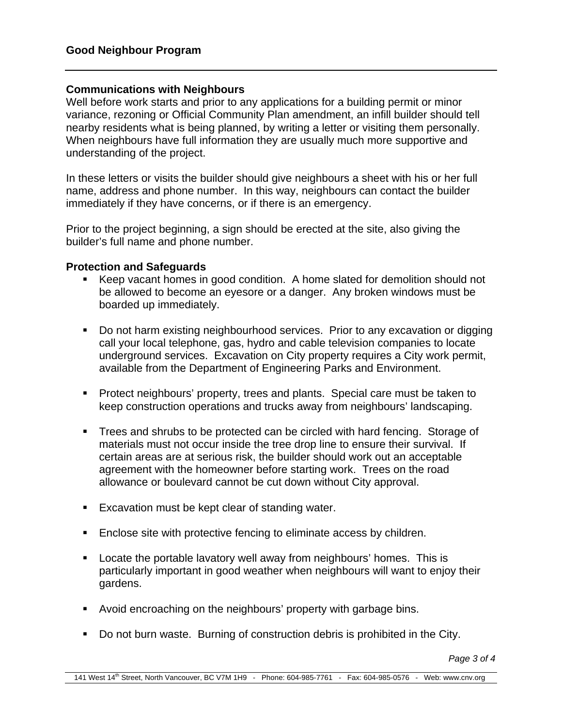## Communications with Neighbours

Well before work starts and prior to any applications for a building permit or minor variance, rezoning or Official Community Plan amendment, an infill builder should tell nearby residents what is being planned, by writing a letter or visiting them personally. When neighbours have full information they are usually much more supportive and understanding of the project.

In these letters or visits the builder should give neighbours a sheet with his or her full name, address and phone number. In this way, neighbours can contact the builder immediately if they have concerns, or if there is an emergency.

Prior to the project beginning, a sign should be erected at the site, also giving the builder's full name and phone number.

## Protection and Safeguards

- Keep vacant homes in good condition. A home slated for demolition should not be allowed to become an eyesore or a danger. Any broken windows must be boarded up immediately.
- Do not harm existing neighbourhood services. Prior to any excavation or digging call your local telephone, gas, hydro and cable television companies to locate underground services. Excavation on City property requires a City work permit, available from the Department of Engineering Parks and Environment.
- Protect neighbours' property, trees and plants. Special care must be taken to keep construction operations and trucks away from neighbours' landscaping.
- Trees and shrubs to be protected can be circled with hard fencing. Storage of materials must not occur inside the tree drop line to ensure their survival. If certain areas are at serious risk, the builder should work out an acceptable agreement with the homeowner before starting work. Trees on the road allowance or boulevard cannot be cut down without City approval.
- Excavation must be kept clear of standing water.
- Enclose site with protective fencing to eliminate access by children.
- Locate the portable lavatory well away from neighbours' homes. This is particularly important in good weather when neighbours will want to enjoy their gardens.
- Avoid encroaching on the neighbours' property with garbage bins.
- Do not burn waste. Burning of construction debris is prohibited in the City.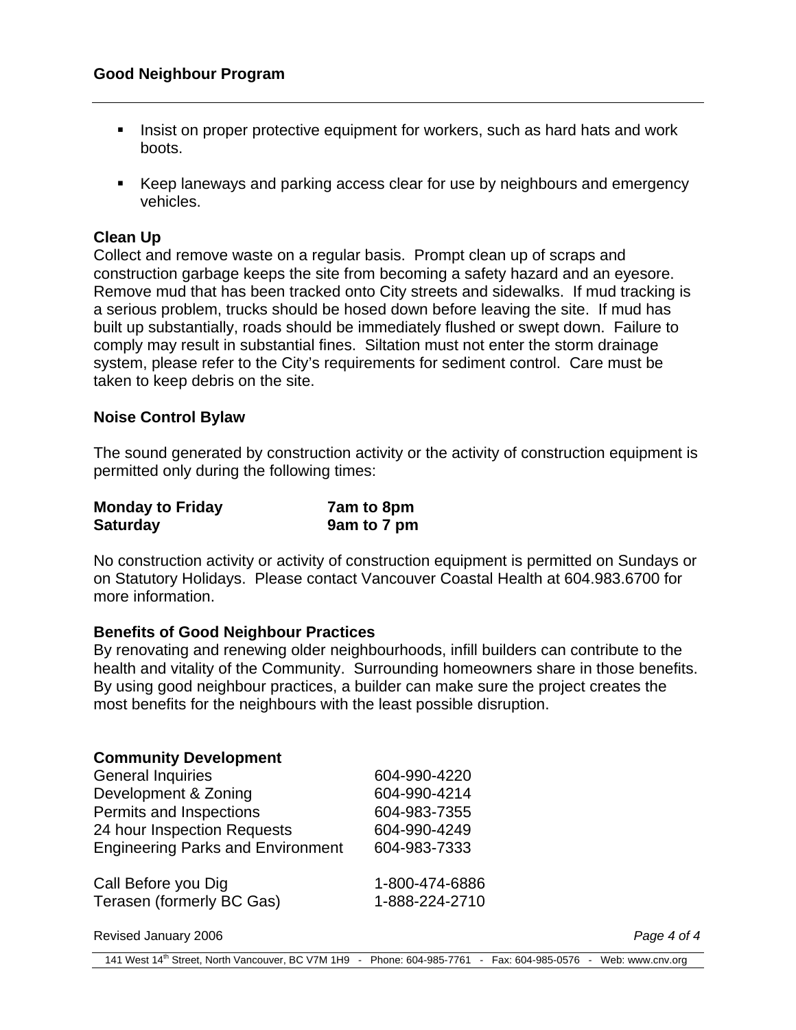- Insist on proper protective equipment for workers, such as hard hats and work boots.
- Keep laneways and parking access clear for use by neighbours and emergency vehicles.

### Clean Up

Collect and remove waste on a regular basis. Prompt clean up of scraps and construction garbage keeps the site from becoming a safety hazard and an eyesore. Remove mud that has been tracked onto City streets and sidewalks. If mud tracking is a serious problem, trucks should be hosed down before leaving the site. If mud has built up substantially, roads should be immediately flushed or swept down. Failure to comply may result in substantial fines. Siltation must not enter the storm drainage system, please refer to the City's requirements for sediment control. Care must be taken to keep debris on the site.

### Noise Control Bylaw

The sound generated by construction activity or the activity of construction equipment is permitted only during the following times:

| | |
|---|---|
| **Monday to Friday** | **7am to 8pm** |
| **Saturday** | **9am to 7 pm** |

No construction activity or activity of construction equipment is permitted on Sundays or on Statutory Holidays. Please contact Vancouver Coastal Health at 604.983.6700 for more information.

### Benefits of Good Neighbour Practices

By renovating and renewing older neighbourhoods, infill builders can contribute to the health and vitality of the Community. Surrounding homeowners share in those benefits. By using good neighbour practices, a builder can make sure the project creates the most benefits for the neighbours with the least possible disruption.

### Community Development

| | |
|---|---|
| General Inquiries | 604-990-4220 |
| Development & Zoning | 604-990-4214 |
| Permits and Inspections | 604-983-7355 |
| 24 hour Inspection Requests | 604-990-4249 |
| Engineering Parks and Environment | 604-983-7333 |
| Call Before you Dig | 1-800-474-6886 |
| Terasen (formerly BC Gas) | 1-888-224-2710 |

Revised January 2006

141 West 14th Street, North Vancouver, BC V7M 1H9 - Phone: 604-985-7761 - Fax: 604-985-0576 - Web: www.cnv.org